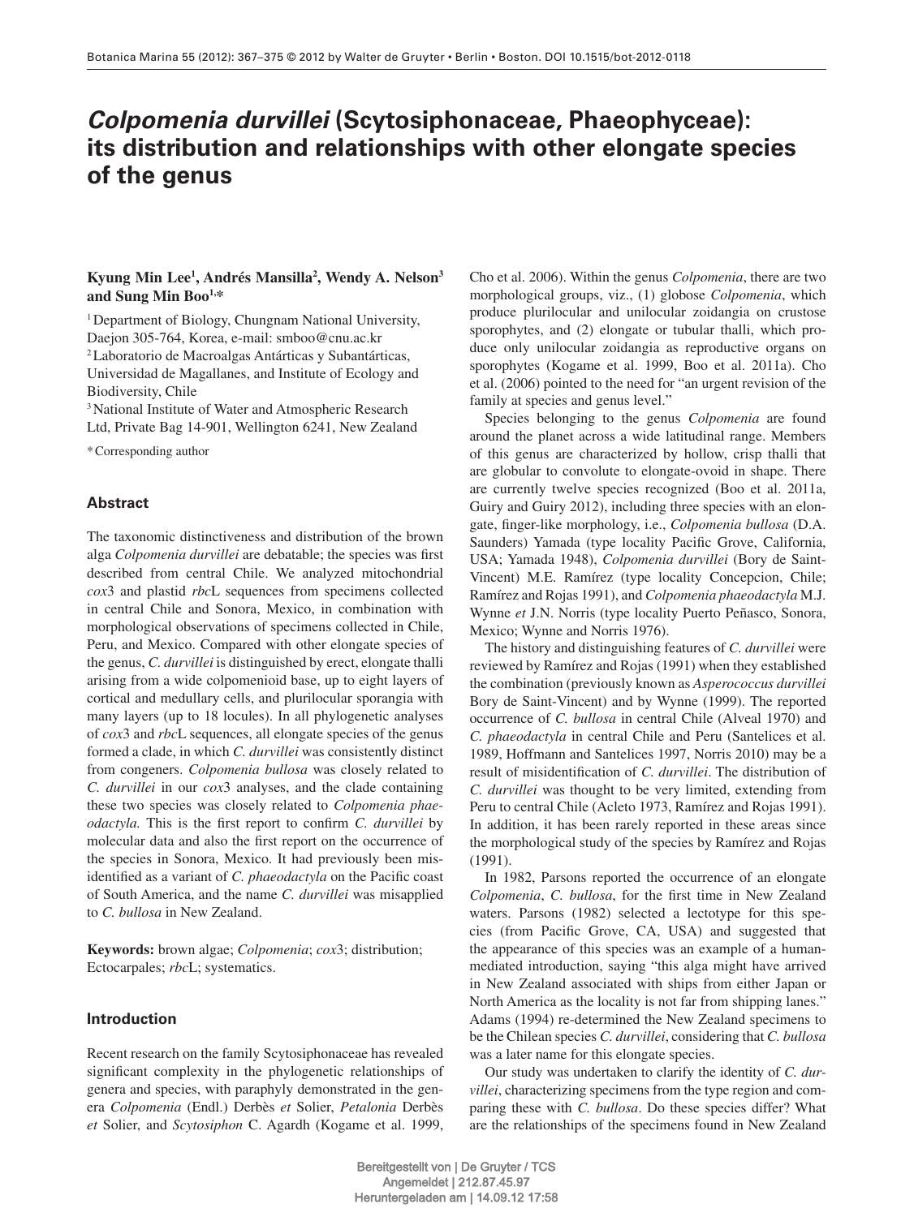# *Colpomenia durvillei* (Scytosiphonaceae, Phaeophyceae): its distribution and relationships with other elongate species of the genus

**Kyung Min Lee[1], Andrés Mansilla[2], Wendy A. Nelson[3] and Sung Min Boo[1,*]**

[1] Department of Biology, Chungnam National University, Daejon 305-764, Korea, e-mail: smboo@cnu.ac.kr

[2] Laboratorio de Macroalgas Antárticas y Subantárticas, Universidad de Magallanes, and Institute of Ecology and Biodiversity, Chile

[3] National Institute of Water and Atmospheric Research Ltd, Private Bag 14-901, Wellington 6241, New Zealand

\* Corresponding author

## Abstract

The taxonomic distinctiveness and distribution of the brown alga *Colpomenia durvillei* are debatable; the species was first described from central Chile. We analyzed mitochondrial *cox*3 and plastid *rbc*L sequences from specimens collected in central Chile and Sonora, Mexico, in combination with morphological observations of specimens collected in Chile, Peru, and Mexico. Compared with other elongate species of the genus, *C. durvillei* is distinguished by erect, elongate thalli arising from a wide colpomenioid base, up to eight layers of cortical and medullary cells, and plurilocular sporangia with many layers (up to 18 locules). In all phylogenetic analyses of *cox*3 and *rbc*L sequences, all elongate species of the genus formed a clade, in which *C. durvillei* was consistently distinct from congeners. *Colpomenia bullosa* was closely related to *C. durvillei* in our *cox*3 analyses, and the clade containing these two species was closely related to *Colpomenia phaeodactyla.* This is the first report to confirm *C. durvillei* by molecular data and also the first report on the occurrence of the species in Sonora, Mexico. It had previously been misidentified as a variant of *C. phaeodactyla* on the Pacific coast of South America, and the name *C. durvillei* was misapplied to *C. bullosa* in New Zealand.

**Keywords:** brown algae; *Colpomenia*; *cox*3; distribution; Ectocarpales; *rbc*L; systematics.

## Introduction

Recent research on the family Scytosiphonaceae has revealed significant complexity in the phylogenetic relationships of genera and species, with paraphyly demonstrated in the genera *Colpomenia* (Endl.) Derbès *et* Solier, *Petalonia* Derbès *et* Solier, and *Scytosiphon* C. Agardh (Kogame et al. 1999, Cho et al. 2006). Within the genus *Colpomenia*, there are two morphological groups, viz., (1) globose *Colpomenia*, which produce plurilocular and unilocular zoidangia on crustose sporophytes, and (2) elongate or tubular thalli, which produce only unilocular zoidangia as reproductive organs on sporophytes (Kogame et al. 1999, Boo et al. 2011a). Cho et al. (2006) pointed to the need for "an urgent revision of the family at species and genus level."

Species belonging to the genus *Colpomenia* are found around the planet across a wide latitudinal range. Members of this genus are characterized by hollow, crisp thalli that are globular to convolute to elongate-ovoid in shape. There are currently twelve species recognized (Boo et al. 2011a, Guiry and Guiry 2012), including three species with an elongate, finger-like morphology, i.e., *Colpomenia bullosa* (D.A. Saunders) Yamada (type locality Pacific Grove, California, USA; Yamada 1948), *Colpomenia durvillei* (Bory de Saint-Vincent) M.E. Ramírez (type locality Concepcion, Chile; Ramírez and Rojas 1991), and *Colpomenia phaeodactyla* M.J. Wynne *et* J.N. Norris (type locality Puerto Peñasco, Sonora, Mexico; Wynne and Norris 1976).

The history and distinguishing features of *C. durvillei* were reviewed by Ramírez and Rojas (1991) when they established the combination (previously known as *Asperococcus durvillei* Bory de Saint-Vincent) and by Wynne (1999). The reported occurrence of *C. bullosa* in central Chile (Alveal 1970) and *C. phaeodactyla* in central Chile and Peru (Santelices et al. 1989, Hoffmann and Santelices 1997, Norris 2010) may be a result of misidentification of *C. durvillei*. The distribution of *C. durvillei* was thought to be very limited, extending from Peru to central Chile (Acleto 1973, Ramírez and Rojas 1991). In addition, it has been rarely reported in these areas since the morphological study of the species by Ramírez and Rojas (1991).

In 1982, Parsons reported the occurrence of an elongate *Colpomenia*, *C. bullosa*, for the first time in New Zealand waters. Parsons (1982) selected a lectotype for this species (from Pacific Grove, CA, USA) and suggested that the appearance of this species was an example of a human-mediated introduction, saying "this alga might have arrived in New Zealand associated with ships from either Japan or North America as the locality is not far from shipping lanes." Adams (1994) re-determined the New Zealand specimens to be the Chilean species *C. durvillei*, considering that *C. bullosa* was a later name for this elongate species.

Our study was undertaken to clarify the identity of *C. durvillei*, characterizing specimens from the type region and comparing these with *C. bullosa*. Do these species differ? What are the relationships of the specimens found in New Zealand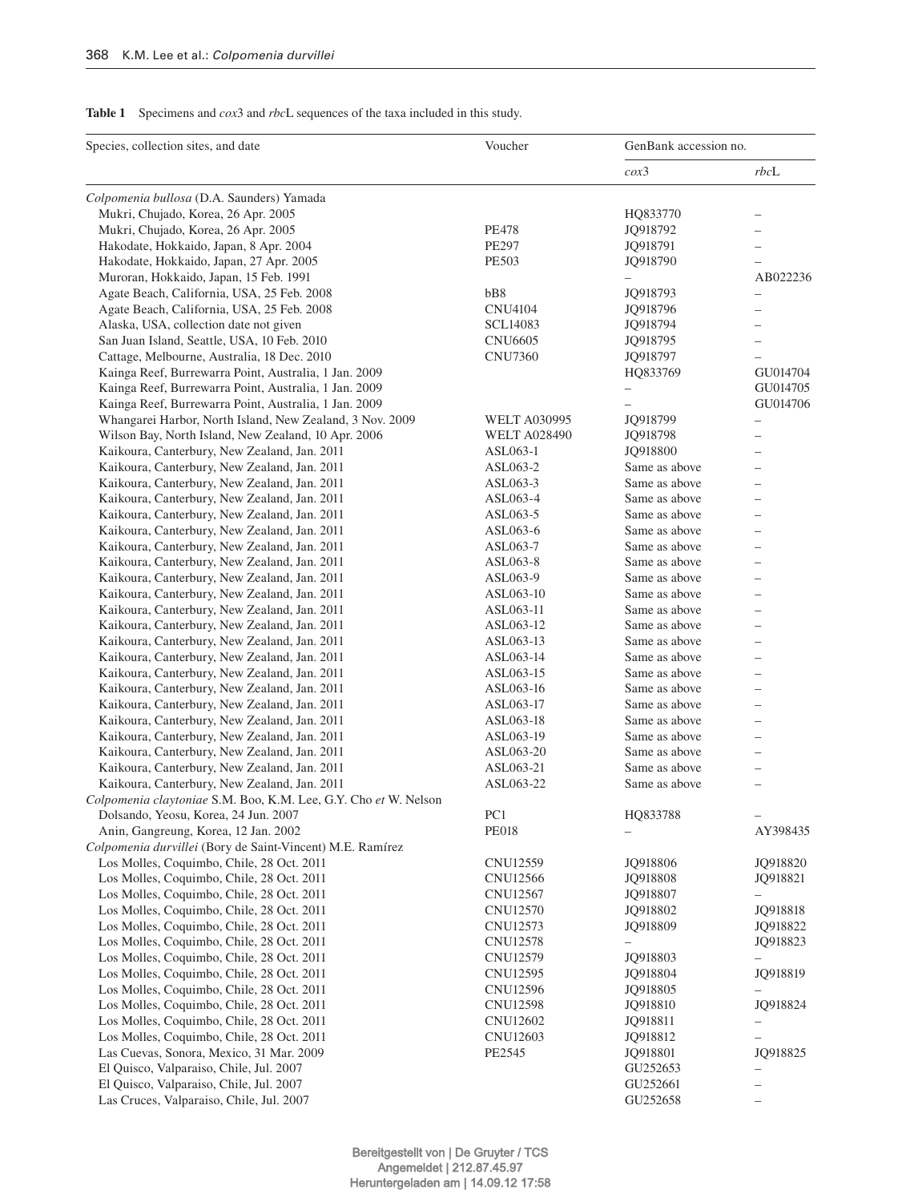**Table 1** Specimens and *cox*3 and *rbc*L sequences of the taxa included in this study.

| Species, collection sites, and date | Voucher | GenBank accession no. | |
|---|---|---|---|
| | | *cox*3 | *rbc*L |
| *Colpomenia bullosa* (D.A. Saunders) Yamada | | | |
| Mukri, Chujado, Korea, 26 Apr. 2005 | | HQ833770 | – |
| Mukri, Chujado, Korea, 26 Apr. 2005 | PE478 | JQ918792 | – |
| Hakodate, Hokkaido, Japan, 8 Apr. 2004 | PE297 | JQ918791 | – |
| Hakodate, Hokkaido, Japan, 27 Apr. 2005 | PE503 | JQ918790 | – |
| Muroran, Hokkaido, Japan, 15 Feb. 1991 | | – | AB022236 |
| Agate Beach, California, USA, 25 Feb. 2008 | bB8 | JQ918793 | – |
| Agate Beach, California, USA, 25 Feb. 2008 | CNU4104 | JQ918796 | – |
| Alaska, USA, collection date not given | SCL14083 | JQ918794 | – |
| San Juan Island, Seattle, USA, 10 Feb. 2010 | CNU6605 | JQ918795 | – |
| Cattage, Melbourne, Australia, 18 Dec. 2010 | CNU7360 | JQ918797 | – |
| Kainga Reef, Burrewarra Point, Australia, 1 Jan. 2009 | | HQ833769 | GU014704 |
| Kainga Reef, Burrewarra Point, Australia, 1 Jan. 2009 | | – | GU014705 |
| Kainga Reef, Burrewarra Point, Australia, 1 Jan. 2009 | | – | GU014706 |
| Whangarei Harbor, North Island, New Zealand, 3 Nov. 2009 | WELT A030995 | JQ918799 | – |
| Wilson Bay, North Island, New Zealand, 10 Apr. 2006 | WELT A028490 | JQ918798 | – |
| Kaikoura, Canterbury, New Zealand, Jan. 2011 | ASL063-1 | JQ918800 | – |
| Kaikoura, Canterbury, New Zealand, Jan. 2011 | ASL063-2 | Same as above | – |
| Kaikoura, Canterbury, New Zealand, Jan. 2011 | ASL063-3 | Same as above | – |
| Kaikoura, Canterbury, New Zealand, Jan. 2011 | ASL063-4 | Same as above | – |
| Kaikoura, Canterbury, New Zealand, Jan. 2011 | ASL063-5 | Same as above | – |
| Kaikoura, Canterbury, New Zealand, Jan. 2011 | ASL063-6 | Same as above | – |
| Kaikoura, Canterbury, New Zealand, Jan. 2011 | ASL063-7 | Same as above | – |
| Kaikoura, Canterbury, New Zealand, Jan. 2011 | ASL063-8 | Same as above | – |
| Kaikoura, Canterbury, New Zealand, Jan. 2011 | ASL063-9 | Same as above | – |
| Kaikoura, Canterbury, New Zealand, Jan. 2011 | ASL063-10 | Same as above | – |
| Kaikoura, Canterbury, New Zealand, Jan. 2011 | ASL063-11 | Same as above | – |
| Kaikoura, Canterbury, New Zealand, Jan. 2011 | ASL063-12 | Same as above | – |
| Kaikoura, Canterbury, New Zealand, Jan. 2011 | ASL063-13 | Same as above | – |
| Kaikoura, Canterbury, New Zealand, Jan. 2011 | ASL063-14 | Same as above | – |
| Kaikoura, Canterbury, New Zealand, Jan. 2011 | ASL063-15 | Same as above | – |
| Kaikoura, Canterbury, New Zealand, Jan. 2011 | ASL063-16 | Same as above | – |
| Kaikoura, Canterbury, New Zealand, Jan. 2011 | ASL063-17 | Same as above | – |
| Kaikoura, Canterbury, New Zealand, Jan. 2011 | ASL063-18 | Same as above | – |
| Kaikoura, Canterbury, New Zealand, Jan. 2011 | ASL063-19 | Same as above | – |
| Kaikoura, Canterbury, New Zealand, Jan. 2011 | ASL063-20 | Same as above | – |
| Kaikoura, Canterbury, New Zealand, Jan. 2011 | ASL063-21 | Same as above | – |
| Kaikoura, Canterbury, New Zealand, Jan. 2011 | ASL063-22 | Same as above | – |
| *Colpomenia claytoniae* S.M. Boo, K.M. Lee, G.Y. Cho *et* W. Nelson | | | |
| Dolsando, Yeosu, Korea, 24 Jun. 2007 | PC1 | HQ833788 | – |
| Anin, Gangreung, Korea, 12 Jan. 2002 | PE018 | – | AY398435 |
| *Colpomenia durvillei* (Bory de Saint-Vincent) M.E. Ramírez | | | |
| Los Molles, Coquimbo, Chile, 28 Oct. 2011 | CNU12559 | JQ918806 | JQ918820 |
| Los Molles, Coquimbo, Chile, 28 Oct. 2011 | CNU12566 | JQ918808 | JQ918821 |
| Los Molles, Coquimbo, Chile, 28 Oct. 2011 | CNU12567 | JQ918807 | – |
| Los Molles, Coquimbo, Chile, 28 Oct. 2011 | CNU12570 | JQ918802 | JQ918818 |
| Los Molles, Coquimbo, Chile, 28 Oct. 2011 | CNU12573 | JQ918809 | JQ918822 |
| Los Molles, Coquimbo, Chile, 28 Oct. 2011 | CNU12578 | – | JQ918823 |
| Los Molles, Coquimbo, Chile, 28 Oct. 2011 | CNU12579 | JQ918803 | – |
| Los Molles, Coquimbo, Chile, 28 Oct. 2011 | CNU12595 | JQ918804 | JQ918819 |
| Los Molles, Coquimbo, Chile, 28 Oct. 2011 | CNU12596 | JQ918805 | – |
| Los Molles, Coquimbo, Chile, 28 Oct. 2011 | CNU12598 | JQ918810 | JQ918824 |
| Los Molles, Coquimbo, Chile, 28 Oct. 2011 | CNU12602 | JQ918811 | – |
| Los Molles, Coquimbo, Chile, 28 Oct. 2011 | CNU12603 | JQ918812 | – |
| Las Cuevas, Sonora, Mexico, 31 Mar. 2009 | PE2545 | JQ918801 | JQ918825 |
| El Quisco, Valparaiso, Chile, Jul. 2007 | | GU252653 | – |
| El Quisco, Valparaiso, Chile, Jul. 2007 | | GU252661 | – |
| Las Cruces, Valparaiso, Chile, Jul. 2007 | | GU252658 | – |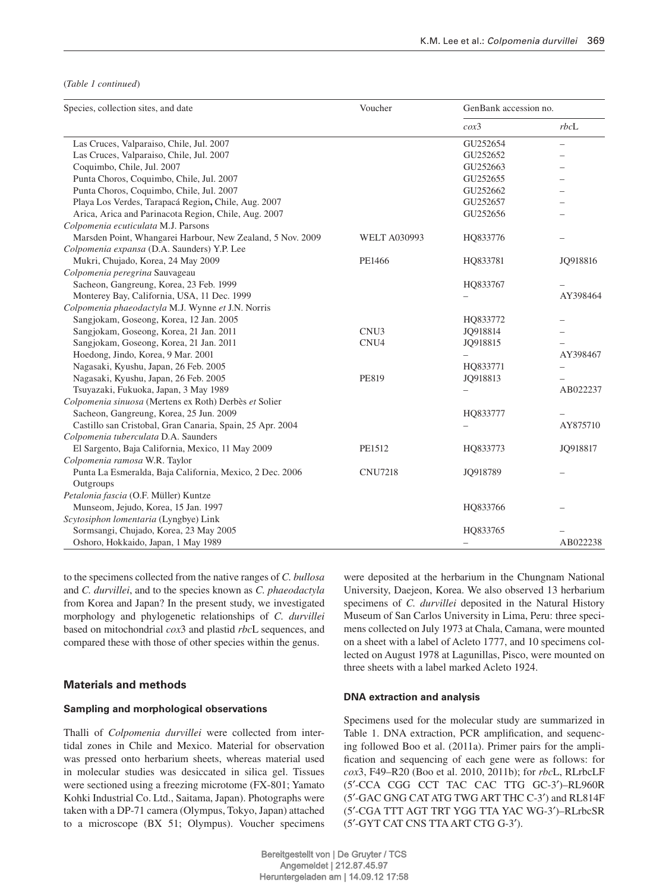(*Table 1 continued*)

| Species, collection sites, and date | Voucher | GenBank accession no. | |
|---|---|---|---|
| | | *cox*3 | *rbc*L |
| Las Cruces, Valparaiso, Chile, Jul. 2007 | | GU252654 | – |
| Las Cruces, Valparaiso, Chile, Jul. 2007 | | GU252652 | – |
| Coquimbo, Chile, Jul. 2007 | | GU252663 | – |
| Punta Choros, Coquimbo, Chile, Jul. 2007 | | GU252655 | – |
| Punta Choros, Coquimbo, Chile, Jul. 2007 | | GU252662 | – |
| Playa Los Verdes, Tarapacá Region**,** Chile, Aug. 2007 | | GU252657 | – |
| Arica, Arica and Parinacota Region, Chile, Aug. 2007 | | GU252656 | – |
| *Colpomenia ecuticulata* M.J. Parsons | | | |
| Marsden Point, Whangarei Harbour, New Zealand, 5 Nov. 2009 | WELT A030993 | HQ833776 | – |
| *Colpomenia expansa* (D.A. Saunders) Y.P. Lee | | | |
| Mukri, Chujado, Korea, 24 May 2009 | PE1466 | HQ833781 | JQ918816 |
| *Colpomenia peregrina* Sauvageau | | | |
| Sacheon, Gangreung, Korea, 23 Feb. 1999 | | HQ833767 | – |
| Monterey Bay, California, USA, 11 Dec. 1999 | | – | AY398464 |
| *Colpomenia phaeodactyla* M.J. Wynne *et* J.N. Norris | | | |
| Sangjokam, Goseong, Korea, 12 Jan. 2005 | | HQ833772 | – |
| Sangjokam, Goseong, Korea, 21 Jan. 2011 | CNU3 | JQ918814 | – |
| Sangjokam, Goseong, Korea, 21 Jan. 2011 | CNU4 | JQ918815 | – |
| Hoedong, Jindo, Korea, 9 Mar. 2001 | | – | AY398467 |
| Nagasaki, Kyushu, Japan, 26 Feb. 2005 | | HQ833771 | – |
| Nagasaki, Kyushu, Japan, 26 Feb. 2005 | PE819 | JQ918813 | – |
| Tsuyazaki, Fukuoka, Japan, 3 May 1989 | | – | AB022237 |
| *Colpomenia sinuosa* (Mertens ex Roth) Derbès *et* Solier | | | |
| Sacheon, Gangreung, Korea, 25 Jun. 2009 | | HQ833777 | – |
| Castillo san Cristobal, Gran Canaria, Spain, 25 Apr. 2004 | | – | AY875710 |
| *Colpomenia tuberculata* D.A. Saunders | | | |
| El Sargento, Baja California, Mexico, 11 May 2009 | PE1512 | HQ833773 | JQ918817 |
| *Colpomenia ramosa* W.R. Taylor | | | |
| Punta La Esmeralda, Baja California, Mexico, 2 Dec. 2006 | CNU7218 | JQ918789 | – |
| Outgroups | | | |
| *Petalonia fascia* (O.F. Müller) Kuntze | | | |
| Munseom, Jejudo, Korea, 15 Jan. 1997 | | HQ833766 | – |
| *Scytosiphon lomentaria* (Lyngbye) Link | | | |
| Sormsangi, Chujado, Korea, 23 May 2005 | | HQ833765 | – |
| Oshoro, Hokkaido, Japan, 1 May 1989 | | – | AB022238 |

to the specimens collected from the native ranges of *C. bullosa* and *C. durvillei*, and to the species known as *C. phaeodactyla* from Korea and Japan? In the present study, we investigated morphology and phylogenetic relationships of *C. durvillei* based on mitochondrial *cox*3 and plastid *rbc*L sequences, and compared these with those of other species within the genus.

## Materials and methods

### Sampling and morphological observations

Thalli of *Colpomenia durvillei* were collected from intertidal zones in Chile and Mexico. Material for observation was pressed onto herbarium sheets, whereas material used in molecular studies was desiccated in silica gel. Tissues were sectioned using a freezing microtome (FX-801; Yamato Kohki Industrial Co. Ltd., Saitama, Japan). Photographs were taken with a DP-71 camera (Olympus, Tokyo, Japan) attached to a microscope (BX 51; Olympus). Voucher specimens were deposited at the herbarium in the Chungnam National University, Daejeon, Korea. We also observed 13 herbarium specimens of *C. durvillei* deposited in the Natural History Museum of San Carlos University in Lima, Peru: three specimens collected on July 1973 at Chala, Camana, were mounted on a sheet with a label of Acleto 1777, and 10 specimens collected on August 1978 at Lagunillas, Pisco, were mounted on three sheets with a label marked Acleto 1924.

### DNA extraction and analysis

Specimens used for the molecular study are summarized in Table 1. DNA extraction, PCR amplification, and sequencing followed Boo et al. (2011a). Primer pairs for the amplification and sequencing of each gene were as follows: for *cox*3, F49–R20 (Boo et al. 2010, 2011b); for *rbc*L, RLrbcLF (5′-CCA CGG CCT TAC CAC TTG GC-3′)–RL960R (5′-GAC GNG CAT ATG TWG ART THC C-3′) and RL814F (5′-CGA TTT AGT TRT YGG TTA YAC WG-3′)–RLrbcSR (5′-GYT CAT CNS TTA ART CTG G-3′).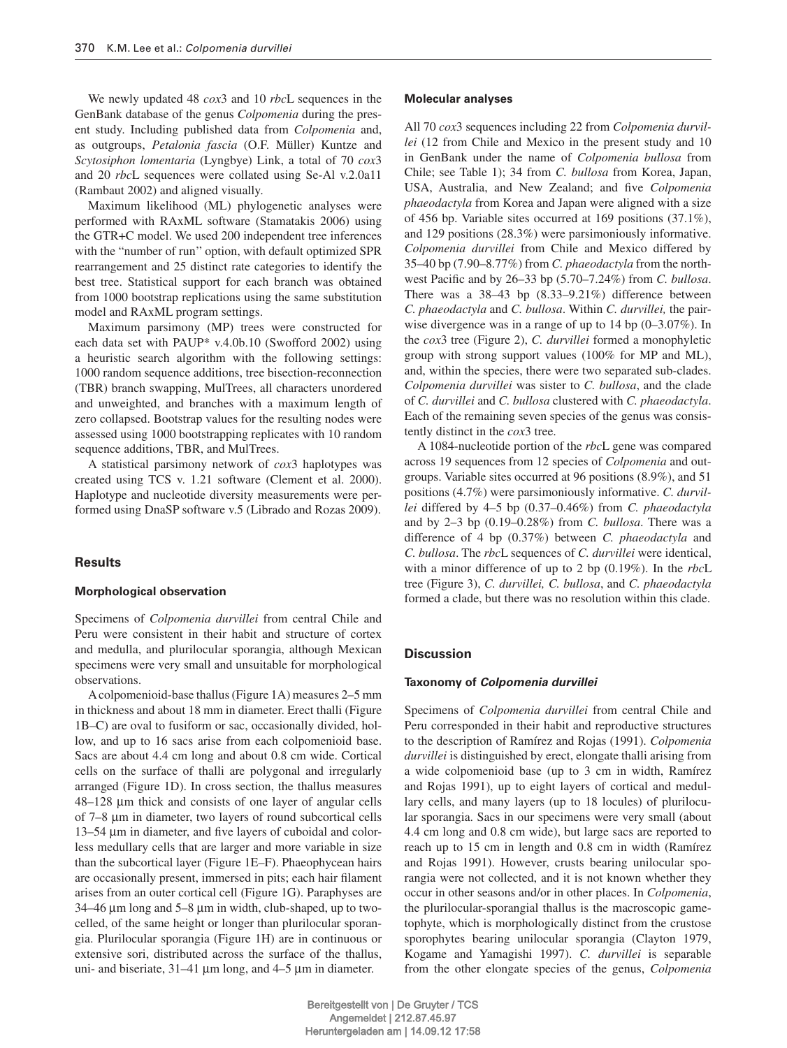We newly updated 48 *cox*3 and 10 *rbc*L sequences in the GenBank database of the genus *Colpomenia* during the present study. Including published data from *Colpomenia* and, as outgroups, *Petalonia fascia* (O.F. Müller) Kuntze and *Scytosiphon lomentaria* (Lyngbye) Link, a total of 70 *cox*3 and 20 *rbc*L sequences were collated using Se-Al v.2.0a11 (Rambaut 2002) and aligned visually.

Maximum likelihood (ML) phylogenetic analyses were performed with RAxML software (Stamatakis 2006) using the GTR+C model. We used 200 independent tree inferences with the "number of run" option, with default optimized SPR rearrangement and 25 distinct rate categories to identify the best tree. Statistical support for each branch was obtained from 1000 bootstrap replications using the same substitution model and RAxML program settings.

Maximum parsimony (MP) trees were constructed for each data set with PAUP* v.4.0b.10 (Swofford 2002) using a heuristic search algorithm with the following settings: 1000 random sequence additions, tree bisection-reconnection (TBR) branch swapping, MulTrees, all characters unordered and unweighted, and branches with a maximum length of zero collapsed. Bootstrap values for the resulting nodes were assessed using 1000 bootstrapping replicates with 10 random sequence additions, TBR, and MulTrees.

A statistical parsimony network of *cox*3 haplotypes was created using TCS v. 1.21 software (Clement et al. 2000). Haplotype and nucleotide diversity measurements were performed using DnaSP software v.5 (Librado and Rozas 2009).

## Results

### Morphological observation

Specimens of *Colpomenia durvillei* from central Chile and Peru were consistent in their habit and structure of cortex and medulla, and plurilocular sporangia, although Mexican specimens were very small and unsuitable for morphological observations.

A colpomenioid-base thallus (Figure 1A) measures 2–5 mm in thickness and about 18 mm in diameter. Erect thalli (Figure 1B–C) are oval to fusiform or sac, occasionally divided, hollow, and up to 16 sacs arise from each colpomenioid base. Sacs are about 4.4 cm long and about 0.8 cm wide. Cortical cells on the surface of thalli are polygonal and irregularly arranged (Figure 1D). In cross section, the thallus measures 48–128 μm thick and consists of one layer of angular cells of 7–8 μm in diameter, two layers of round subcortical cells 13–54 μm in diameter, and five layers of cuboidal and colorless medullary cells that are larger and more variable in size than the subcortical layer (Figure 1E–F). Phaeophycean hairs are occasionally present, immersed in pits; each hair filament arises from an outer cortical cell (Figure 1G). Paraphyses are 34–46 μm long and 5–8 μm in width, club-shaped, up to two-celled, of the same height or longer than plurilocular sporangia. Plurilocular sporangia (Figure 1H) are in continuous or extensive sori, distributed across the surface of the thallus, uni- and biseriate, 31–41 μm long, and 4–5 μm in diameter.

### Molecular analyses

All 70 *cox*3 sequences including 22 from *Colpomenia durvillei* (12 from Chile and Mexico in the present study and 10 in GenBank under the name of *Colpomenia bullosa* from Chile; see Table 1); 34 from *C. bullosa* from Korea, Japan, USA, Australia, and New Zealand; and five *Colpomenia phaeodactyla* from Korea and Japan were aligned with a size of 456 bp. Variable sites occurred at 169 positions (37.1%), and 129 positions (28.3%) were parsimoniously informative. *Colpomenia durvillei* from Chile and Mexico differed by 35–40 bp (7.90–8.77%) from *C. phaeodactyla* from the northwest Pacific and by 26–33 bp (5.70–7.24%) from *C. bullosa*. There was a 38–43 bp (8.33–9.21%) difference between *C. phaeodactyla* and *C. bullosa*. Within *C. durvillei,* the pairwise divergence was in a range of up to 14 bp (0–3.07%). In the *cox*3 tree (Figure 2), *C. durvillei* formed a monophyletic group with strong support values (100% for MP and ML), and, within the species, there were two separated sub-clades. *Colpomenia durvillei* was sister to *C. bullosa*, and the clade of *C. durvillei* and *C. bullosa* clustered with *C. phaeodactyla*. Each of the remaining seven species of the genus was consistently distinct in the *cox*3 tree.

A 1084-nucleotide portion of the *rbc*L gene was compared across 19 sequences from 12 species of *Colpomenia* and outgroups. Variable sites occurred at 96 positions (8.9%), and 51 positions (4.7%) were parsimoniously informative. *C. durvillei* differed by 4–5 bp (0.37–0.46%) from *C. phaeodactyla* and by 2–3 bp (0.19–0.28%) from *C. bullosa*. There was a difference of 4 bp (0.37%) between *C. phaeodactyla* and *C. bullosa*. The *rbc*L sequences of *C. durvillei* were identical, with a minor difference of up to 2 bp (0.19%). In the *rbc*L tree (Figure 3), *C. durvillei, C. bullosa*, and *C. phaeodactyla* formed a clade, but there was no resolution within this clade.

## Discussion

### Taxonomy of *Colpomenia durvillei*

Specimens of *Colpomenia durvillei* from central Chile and Peru corresponded in their habit and reproductive structures to the description of Ramírez and Rojas (1991). *Colpomenia durvillei* is distinguished by erect, elongate thalli arising from a wide colpomenioid base (up to 3 cm in width, Ramírez and Rojas 1991), up to eight layers of cortical and medullary cells, and many layers (up to 18 locules) of plurilocular sporangia. Sacs in our specimens were very small (about 4.4 cm long and 0.8 cm wide), but large sacs are reported to reach up to 15 cm in length and 0.8 cm in width (Ramírez and Rojas 1991). However, crusts bearing unilocular sporangia were not collected, and it is not known whether they occur in other seasons and/or in other places. In *Colpomenia*, the plurilocular-sporangial thallus is the macroscopic gametophyte, which is morphologically distinct from the crustose sporophytes bearing unilocular sporangia (Clayton 1979, Kogame and Yamagishi 1997). *C. durvillei* is separable from the other elongate species of the genus, *Colpomenia*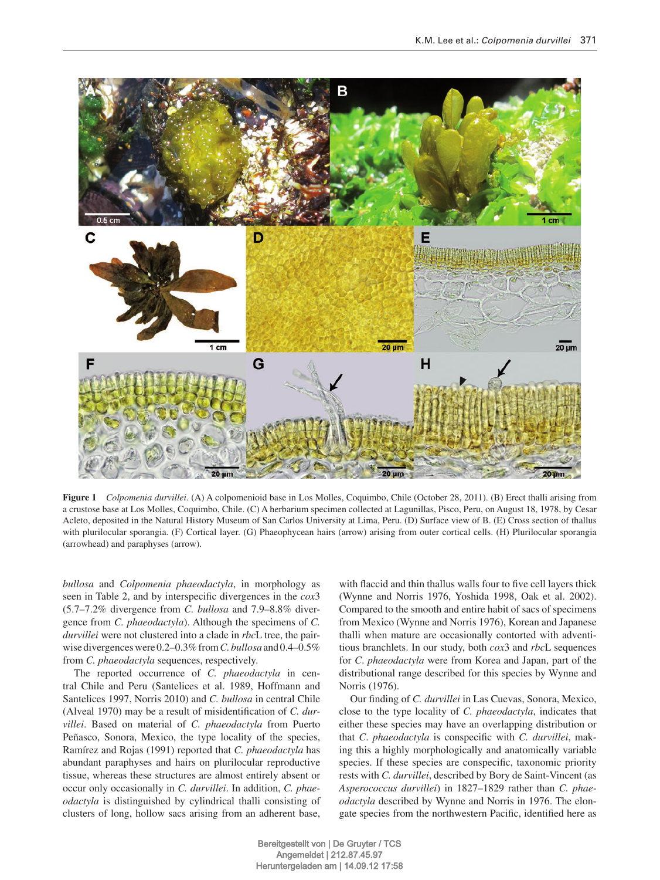**Figure 1** *Colpomenia durvillei*. (A) A colpomenioid base in Los Molles, Coquimbo, Chile (October 28, 2011). (B) Erect thalli arising from a crustose base at Los Molles, Coquimbo, Chile. (C) A herbarium specimen collected at Lagunillas, Pisco, Peru, on August 18, 1978, by Cesar Acleto, deposited in the Natural History Museum of San Carlos University at Lima, Peru. (D) Surface view of B. (E) Cross section of thallus with plurilocular sporangia. (F) Cortical layer. (G) Phaeophycean hairs (arrow) arising from outer cortical cells. (H) Plurilocular sporangia (arrowhead) and paraphyses (arrow).

*bullosa* and *Colpomenia phaeodactyla*, in morphology as seen in Table 2, and by interspecific divergences in the *cox*3 (5.7–7.2% divergence from *C. bullosa* and 7.9–8.8% divergence from *C. phaeodactyla*). Although the specimens of *C. durvillei* were not clustered into a clade in *rbc*L tree, the pairwise divergences were 0.2–0.3% from *C. bullosa* and 0.4–0.5% from *C. phaeodactyla* sequences, respectively.

The reported occurrence of *C. phaeodactyla* in central Chile and Peru (Santelices et al. 1989, Hoffmann and Santelices 1997, Norris 2010) and *C. bullosa* in central Chile (Alveal 1970) may be a result of misidentification of *C. durvillei*. Based on material of *C. phaeodactyla* from Puerto Peñasco, Sonora, Mexico, the type locality of the species, Ramírez and Rojas (1991) reported that *C. phaeodactyla* has abundant paraphyses and hairs on plurilocular reproductive tissue, whereas these structures are almost entirely absent or occur only occasionally in *C. durvillei*. In addition, *C. phaeodactyla* is distinguished by cylindrical thalli consisting of clusters of long, hollow sacs arising from an adherent base, with flaccid and thin thallus walls four to five cell layers thick (Wynne and Norris 1976, Yoshida 1998, Oak et al. 2002). Compared to the smooth and entire habit of sacs of specimens from Mexico (Wynne and Norris 1976), Korean and Japanese thalli when mature are occasionally contorted with adventitious branchlets. In our study, both *cox*3 and *rbc*L sequences for *C. phaeodactyla* were from Korea and Japan, part of the distributional range described for this species by Wynne and Norris (1976).

Our finding of *C. durvillei* in Las Cuevas, Sonora, Mexico, close to the type locality of *C. phaeodactyla*, indicates that either these species may have an overlapping distribution or that *C. phaeodactyla* is conspecific with *C. durvillei*, making this a highly morphologically and anatomically variable species. If these species are conspecific, taxonomic priority rests with *C. durvillei*, described by Bory de Saint-Vincent (as *Asperococcus durvillei*) in 1827–1829 rather than *C. phaeodactyla* described by Wynne and Norris in 1976. The elongate species from the northwestern Pacific, identified here as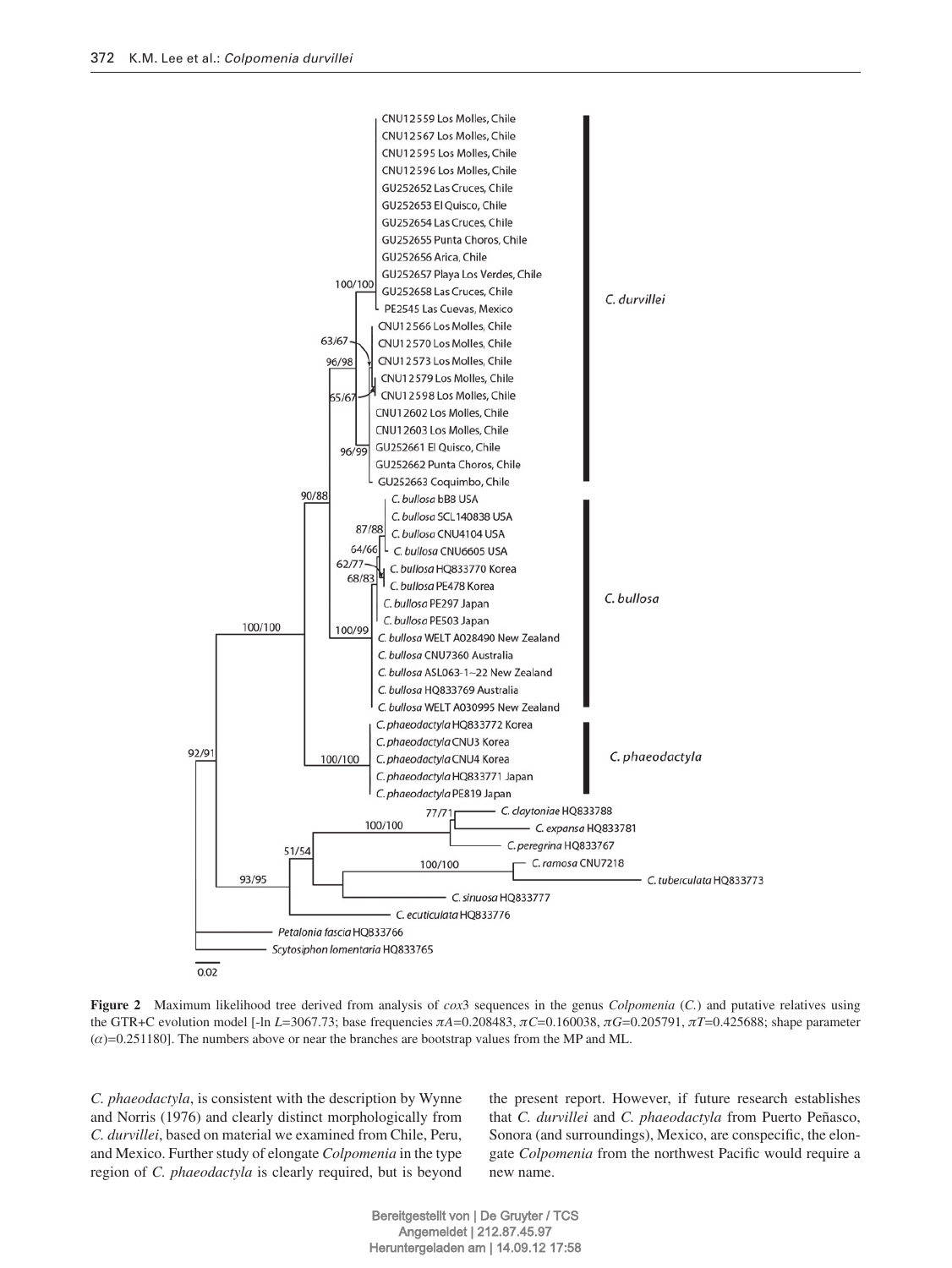**Figure 2** Maximum likelihood tree derived from analysis of *cox*3 sequences in the genus *Colpomenia* (*C.*) and putative relatives using the GTR+C evolution model [-ln $L$=3067.73; base frequencies $\pi A$=0.208483, $\pi C$=0.160038, $\pi G$=0.205791, $\pi T$=0.425688; shape parameter ($\alpha$)=0.251180]. The numbers above or near the branches are bootstrap values from the MP and ML.

*C. phaeodactyla*, is consistent with the description by Wynne and Norris (1976) and clearly distinct morphologically from *C. durvillei*, based on material we examined from Chile, Peru, and Mexico. Further study of elongate *Colpomenia* in the type region of *C. phaeodactyla* is clearly required, but is beyond the present report. However, if future research establishes that *C. durvillei* and *C. phaeodactyla* from Puerto Peñasco, Sonora (and surroundings), Mexico, are conspecific, the elongate *Colpomenia* from the northwest Pacific would require a new name.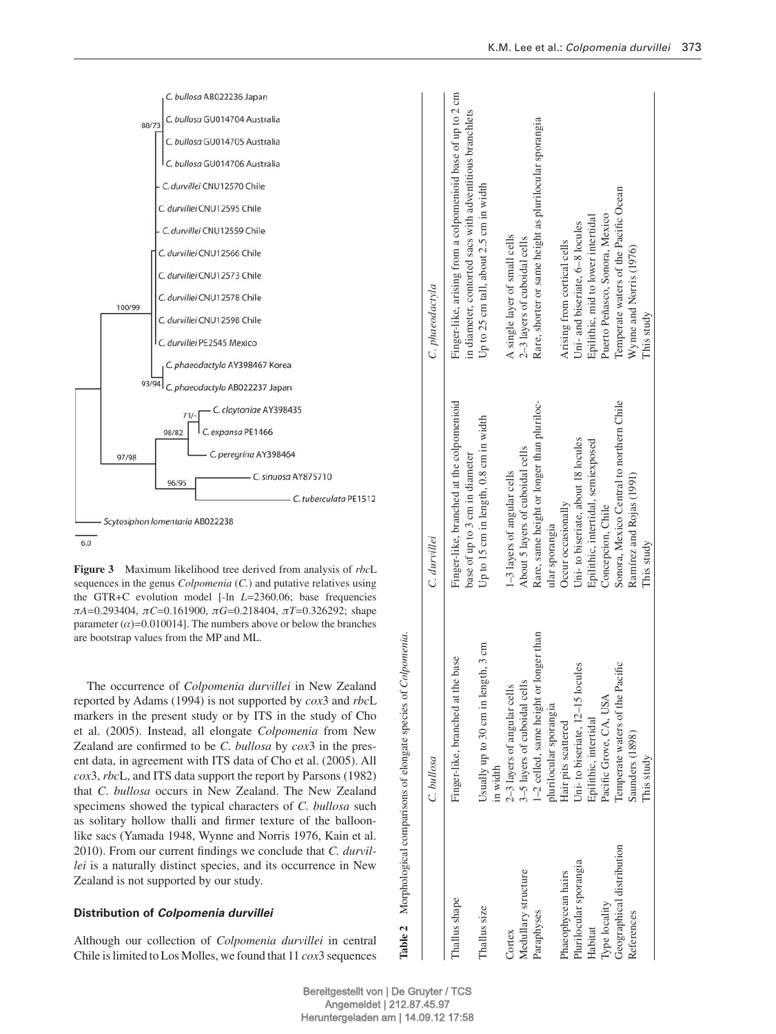**Figure 3** Maximum likelihood tree derived from analysis of *rbc*L sequences in the genus *Colpomenia* (*C.*) and putative relatives using the GTR+C evolution model [-ln $L$=2360.06; base frequencies $\pi A$=0.293404, $\pi C$=0.161900, $\pi G$=0.218404, $\pi T$=0.326292; shape parameter ($\alpha$)=0.010014]. The numbers above or below the branches are bootstrap values from the MP and ML.

The occurrence of *Colpomenia durvillei* in New Zealand reported by Adams (1994) is not supported by *cox*3 and *rbc*L markers in the present study or by ITS in the study of Cho et al. (2005). Instead, all elongate *Colpomenia* from New Zealand are confirmed to be *C. bullosa* by *cox*3 in the present data, in agreement with ITS data of Cho et al. (2005). All *cox*3, *rbc*L, and ITS data support the report by Parsons (1982) that *C. bullosa* occurs in New Zealand. The New Zealand specimens showed the typical characters of *C. bullosa* such as solitary hollow thalli and firmer texture of the balloon-like sacs (Yamada 1948, Wynne and Norris 1976, Kain et al. 2010). From our current findings we conclude that *C. durvillei* is a naturally distinct species, and its occurrence in New Zealand is not supported by our study.

### Distribution of *Colpomenia durvillei*

Although our collection of *Colpomenia durvillei* in central Chile is limited to Los Molles, we found that 11 *cox*3 sequences

**Table 2** Morphological comparisons of elongate species of *Colpomenia*.

| | *C. bullosa* | *C. durvillei* | *C. phaeodactyla* |
|---|---|---|---|
| Thallus shape | Finger-like, branched at the base | Finger-like, branched at the colpomenioid base of up to 3 cm in diameter | Finger-like, arising from a colpomenioid base of up to 2 cm in diameter, contorted sacs with adventitious branchlets |
| Thallus size | Usually up to 30 cm in length, 3 cm in width | Up to 15 cm in length, 0.8 cm in width | Up to 25 cm tall, about 2.5 cm in width |
| Cortex | 2–3 layers of angular cells | 1–3 layers of angular cells | A single layer of small cells |
| Medullary structure | 3–5 layers of cuboidal cells | About 5 layers of cuboidal cells | 2–3 layers of cuboidal cells |
| Paraphyses | 1–2 celled, same height or longer than plurilocular sporangia | Rare, same height or longer than plurilocular sporangia | Rare, shorter or same height as plurilocular sporangia |
| Phaeophycean hairs | Hair pits scattered | Occur occasionally | Arising from cortical cells |
| Plurilocular sporangia | Uni- to biseriate, 12–15 locules | Uni- to biseriate, about 18 locules | Uni- and biseriate, 6–8 locules |
| Habitat | Epilithic, intertidal | Epilithic, intertidal, semiexposed | Epilithic, mid to lower intertidal |
| Type locality | Pacific Grove, CA, USA | Concepcion, Chile | Puerto Peñasco, Sonora, Mexico |
| Geographical distribution | Temperate waters of the Pacific | Sonora, Mexico Central to northern Chile | Temperate waters of the Pacific Ocean |
| References | Saunders (1898) This study | Ramírez and Rojas (1991) This study | Wynne and Norris (1976) This study |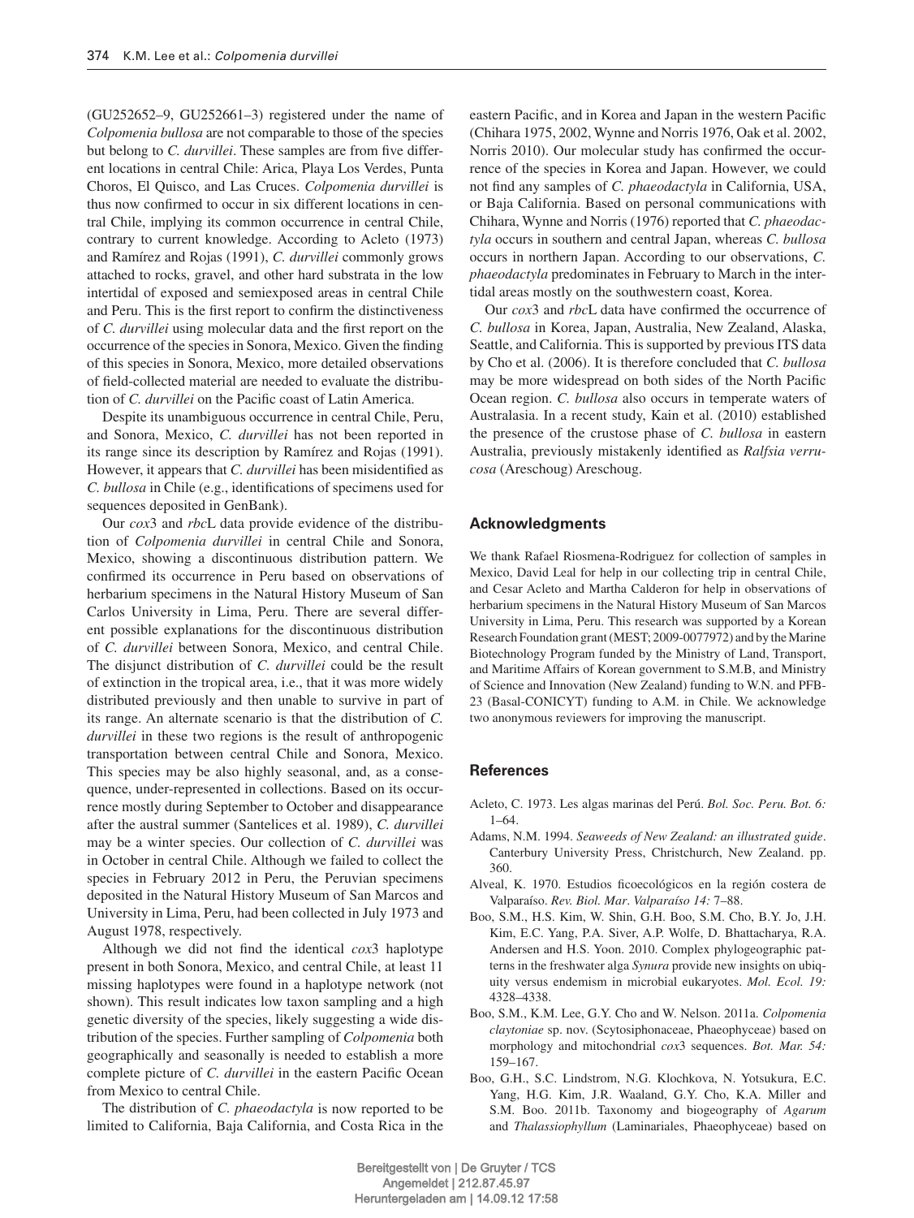(GU252652–9, GU252661–3) registered under the name of *Colpomenia bullosa* are not comparable to those of the species but belong to *C. durvillei*. These samples are from five different locations in central Chile: Arica, Playa Los Verdes, Punta Choros, El Quisco, and Las Cruces. *Colpomenia durvillei* is thus now confirmed to occur in six different locations in central Chile, implying its common occurrence in central Chile, contrary to current knowledge. According to Acleto (1973) and Ramírez and Rojas (1991), *C. durvillei* commonly grows attached to rocks, gravel, and other hard substrata in the low intertidal of exposed and semiexposed areas in central Chile and Peru. This is the first report to confirm the distinctiveness of *C. durvillei* using molecular data and the first report on the occurrence of the species in Sonora, Mexico. Given the finding of this species in Sonora, Mexico, more detailed observations of field-collected material are needed to evaluate the distribution of *C. durvillei* on the Pacific coast of Latin America.

Despite its unambiguous occurrence in central Chile, Peru, and Sonora, Mexico, *C. durvillei* has not been reported in its range since its description by Ramírez and Rojas (1991). However, it appears that *C. durvillei* has been misidentified as *C. bullosa* in Chile (e.g., identifications of specimens used for sequences deposited in GenBank).

Our *cox*3 and *rbc*L data provide evidence of the distribution of *Colpomenia durvillei* in central Chile and Sonora, Mexico, showing a discontinuous distribution pattern. We confirmed its occurrence in Peru based on observations of herbarium specimens in the Natural History Museum of San Carlos University in Lima, Peru. There are several different possible explanations for the discontinuous distribution of *C. durvillei* between Sonora, Mexico, and central Chile. The disjunct distribution of *C. durvillei* could be the result of extinction in the tropical area, i.e., that it was more widely distributed previously and then unable to survive in part of its range. An alternate scenario is that the distribution of *C. durvillei* in these two regions is the result of anthropogenic transportation between central Chile and Sonora, Mexico. This species may be also highly seasonal, and, as a consequence, under-represented in collections. Based on its occurrence mostly during September to October and disappearance after the austral summer (Santelices et al. 1989), *C. durvillei* may be a winter species. Our collection of *C. durvillei* was in October in central Chile. Although we failed to collect the species in February 2012 in Peru, the Peruvian specimens deposited in the Natural History Museum of San Marcos and University in Lima, Peru, had been collected in July 1973 and August 1978, respectively.

Although we did not find the identical *cox*3 haplotype present in both Sonora, Mexico, and central Chile, at least 11 missing haplotypes were found in a haplotype network (not shown). This result indicates low taxon sampling and a high genetic diversity of the species, likely suggesting a wide distribution of the species. Further sampling of *Colpomenia* both geographically and seasonally is needed to establish a more complete picture of *C. durvillei* in the eastern Pacific Ocean from Mexico to central Chile.

The distribution of *C. phaeodactyla* is now reported to be limited to California, Baja California, and Costa Rica in the eastern Pacific, and in Korea and Japan in the western Pacific (Chihara 1975, 2002, Wynne and Norris 1976, Oak et al. 2002, Norris 2010). Our molecular study has confirmed the occurrence of the species in Korea and Japan. However, we could not find any samples of *C. phaeodactyla* in California, USA, or Baja California. Based on personal communications with Chihara, Wynne and Norris (1976) reported that *C. phaeodactyla* occurs in southern and central Japan, whereas *C. bullosa* occurs in northern Japan. According to our observations, *C. phaeodactyla* predominates in February to March in the intertidal areas mostly on the southwestern coast, Korea.

Our *cox*3 and *rbc*L data have confirmed the occurrence of *C. bullosa* in Korea, Japan, Australia, New Zealand, Alaska, Seattle, and California. This is supported by previous ITS data by Cho et al. (2006). It is therefore concluded that *C. bullosa* may be more widespread on both sides of the North Pacific Ocean region. *C. bullosa* also occurs in temperate waters of Australasia. In a recent study, Kain et al. (2010) established the presence of the crustose phase of *C. bullosa* in eastern Australia, previously mistakenly identified as *Ralfsia verrucosa* (Areschoug) Areschoug.

## Acknowledgments

We thank Rafael Riosmena-Rodriguez for collection of samples in Mexico, David Leal for help in our collecting trip in central Chile, and Cesar Acleto and Martha Calderon for help in observations of herbarium specimens in the Natural History Museum of San Marcos University in Lima, Peru. This research was supported by a Korean Research Foundation grant (MEST; 2009-0077972) and by the Marine Biotechnology Program funded by the Ministry of Land, Transport, and Maritime Affairs of Korean government to S.M.B, and Ministry of Science and Innovation (New Zealand) funding to W.N. and PFB-23 (Basal-CONICYT) funding to A.M. in Chile. We acknowledge two anonymous reviewers for improving the manuscript.

## References

Acleto, C. 1973. Les algas marinas del Perú. *Bol. Soc. Peru. Bot. 6:* 1–64.

Adams, N.M. 1994. *Seaweeds of New Zealand: an illustrated guide*. Canterbury University Press, Christchurch, New Zealand. pp. 360.

Alveal, K. 1970. Estudios ficoecológicos en la región costera de Valparaíso. *Rev. Biol. Mar. Valparaíso 14:* 7–88.

Boo, S.M., H.S. Kim, W. Shin, G.H. Boo, S.M. Cho, B.Y. Jo, J.H. Kim, E.C. Yang, P.A. Siver, A.P. Wolfe, D. Bhattacharya, R.A. Andersen and H.S. Yoon. 2010. Complex phylogeographic patterns in the freshwater alga *Synura* provide new insights on ubiquity versus endemism in microbial eukaryotes. *Mol. Ecol. 19:* 4328–4338.

Boo, S.M., K.M. Lee, G.Y. Cho and W. Nelson. 2011a. *Colpomenia claytoniae* sp. nov. (Scytosiphonaceae, Phaeophyceae) based on morphology and mitochondrial *cox*3 sequences. *Bot. Mar. 54:* 159–167.

Boo, G.H., S.C. Lindstrom, N.G. Klochkova, N. Yotsukura, E.C. Yang, H.G. Kim, J.R. Waaland, G.Y. Cho, K.A. Miller and S.M. Boo. 2011b. Taxonomy and biogeography of *Agarum* and *Thalassiophyllum* (Laminariales, Phaeophyceae) based on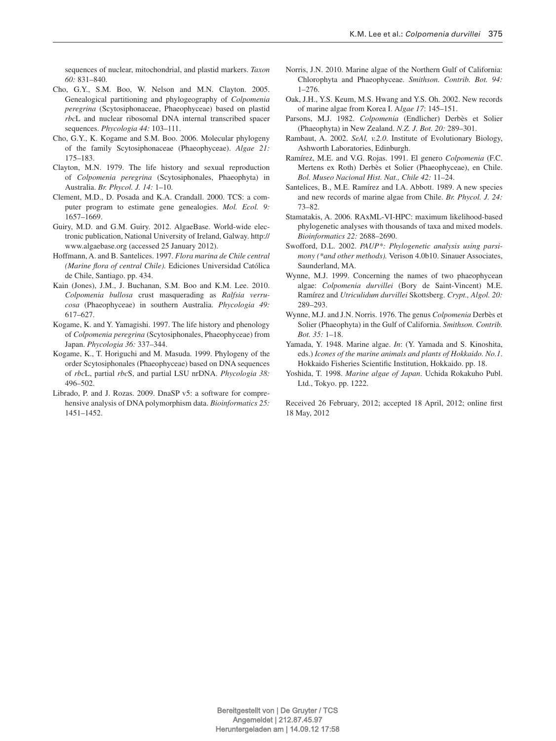sequences of nuclear, mitochondrial, and plastid markers. *Taxon 60:* 831–840.

Cho, G.Y., S.M. Boo, W. Nelson and M.N. Clayton. 2005. Genealogical partitioning and phylogeography of *Colpomenia peregrina* (Scytosiphonaceae, Phaeophyceae) based on plastid *rbc*L and nuclear ribosomal DNA internal transcribed spacer sequences. *Phycologia 44:* 103–111.

Cho, G.Y., K. Kogame and S.M. Boo. 2006. Molecular phylogeny of the family Scytosiphonaceae (Phaeophyceae). *Algae 21:* 175–183.

Clayton, M.N. 1979. The life history and sexual reproduction of *Colpomenia peregrina* (Scytosiphonales, Phaeophyta) in Australia. *Br. Phycol. J. 14:* 1–10.

Clement, M.D., D. Posada and K.A. Crandall. 2000. TCS: a computer program to estimate gene genealogies. *Mol. Ecol. 9:* 1657–1669.

Guiry, M.D. and G.M. Guiry. 2012. AlgaeBase. World-wide electronic publication, National University of Ireland, Galway. http://www.algaebase.org (accessed 25 January 2012).

Hoffmann, A. and B. Santelices. 1997. *Flora marina de Chile central (Marine flora of central Chile).* Ediciones Universidad Católica de Chile, Santiago. pp. 434.

Kain (Jones), J.M., J. Buchanan, S.M. Boo and K.M. Lee. 2010. *Colpomenia bullosa* crust masquerading as *Ralfsia verrucosa* (Phaeophyceae) in southern Australia. *Phycologia 49:* 617–627.

Kogame, K. and Y. Yamagishi. 1997. The life history and phenology of *Colpomenia peregrina* (Scytosiphonales, Phaeophyceae) from Japan. *Phycologia 36:* 337–344.

Kogame, K., T. Horiguchi and M. Masuda. 1999. Phylogeny of the order Scytosiphonales (Phaeophyceae) based on DNA sequences of *rbc*L, partial *rbc*S, and partial LSU nrDNA. *Phycologia 38:* 496–502.

Librado, P. and J. Rozas. 2009. DnaSP v5: a software for comprehensive analysis of DNA polymorphism data. *Bioinformatics 25:* 1451–1452.

Norris, J.N. 2010. Marine algae of the Northern Gulf of California: Chlorophyta and Phaeophyceae. *Smithson. Contrib. Bot. 94:* 1–276.

Oak, J.H., Y.S. Keum, M.S. Hwang and Y.S. Oh. 2002. New records of marine algae from Korea I. A*lgae 17*: 145–151.

Parsons, M.J. 1982. *Colpomenia* (Endlicher) Derbès et Solier (Phaeophyta) in New Zealand. *N.Z. J. Bot. 20:* 289–301.

Rambaut, A. 2002. *SeAl, v.2.0*. Institute of Evolutionary Biology, Ashworth Laboratories, Edinburgh.

Ramírez, M.E. and V.G. Rojas. 1991. El genero *Colpomenia* (F.C. Mertens ex Roth) Derbès et Solier (Phaeophyceae), en Chile. *Bol. Museo Nacional Hist. Nat., Chile 42:* 11–24.

Santelices, B., M.E. Ramírez and I.A. Abbott. 1989. A new species and new records of marine algae from Chile. *Br. Phycol. J. 24:* 73–82.

Stamatakis, A. 2006. RAxML-VI-HPC: maximum likelihood-based phylogenetic analyses with thousands of taxa and mixed models. *Bioinformatics 22:* 2688–2690.

Swofford, D.L. 2002. *PAUP\*: Phylogenetic analysis using parsimony (\*and other methods).* Verison 4.0b10. Sinauer Associates, Saunderland, MA.

Wynne, M.J. 1999. Concerning the names of two phaeophycean algae: *Colpomenia durvillei* (Bory de Saint-Vincent) M.E. Ramírez and *Utriculidum durvillei* Skottsberg. *Crypt., Algol. 20:* 289–293.

Wynne, M.J. and J.N. Norris. 1976. The genus *Colpomenia* Derbès et Solier (Phaeophyta) in the Gulf of California. *Smithson. Contrib. Bot. 35:* 1–18.

Yamada, Y. 1948. Marine algae. *In*: (Y. Yamada and S. Kinoshita, eds.) *Icones of the marine animals and plants of Hokkaido. No.1*. Hokkaido Fisheries Scientific Institution, Hokkaido. pp. 18.

Yoshida, T. 1998. *Marine algae of Japan*. Uchida Rokakuho Publ. Ltd., Tokyo. pp. 1222.

Received 26 February, 2012; accepted 18 April, 2012; online first 18 May, 2012